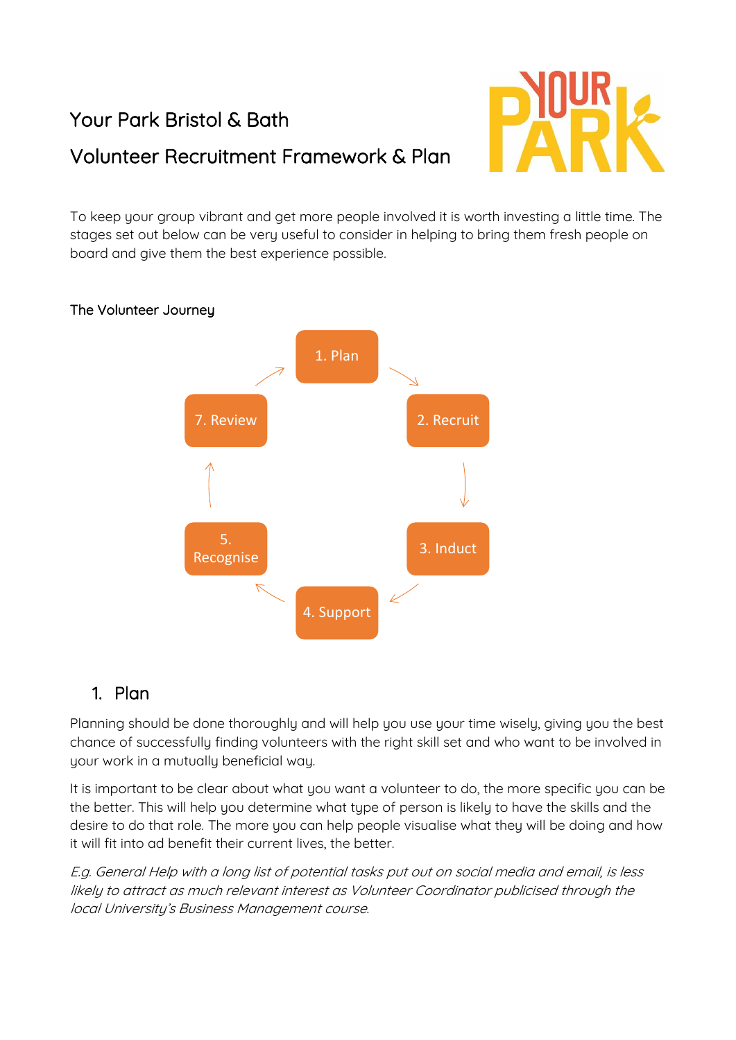# Your Park Bristol & Bath

# Volunteer Recruitment Framework & Plan

To keep your group vibrant and get more people involved it is worth investing a little time. The stages set out below can be very useful to consider in helping to bring them fresh people on board and give them the best experience possible.

The Volunteer Journey

1. Plan
2. Recruit
3. Induct
4. Support
5. Recognise
7. Review

## 1. Plan

Planning should be done thoroughly and will help you use your time wisely, giving you the best chance of successfully finding volunteers with the right skill set and who want to be involved in your work in a mutually beneficial way.

It is important to be clear about what you want a volunteer to do, the more specific you can be the better. This will help you determine what type of person is likely to have the skills and the desire to do that role. The more you can help people visualise what they will be doing and how it will fit into ad benefit their current lives, the better.

*E.g. General Help with a long list of potential tasks put out on social media and email, is less likely to attract as much relevant interest as Volunteer Coordinator publicised through the local University's Business Management course.*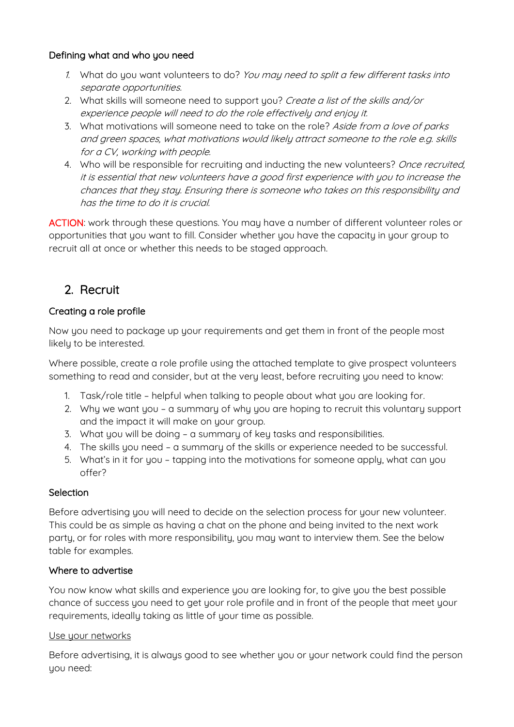### Defining what and who you need

1. What do you want volunteers to do? *You may need to split a few different tasks into separate opportunities.*
2. What skills will someone need to support you? *Create a list of the skills and/or experience people will need to do the role effectively and enjoy it.*
3. What motivations will someone need to take on the role? *Aside from a love of parks and green spaces, what motivations would likely attract someone to the role e.g. skills for a CV, working with people.*
4. Who will be responsible for recruiting and inducting the new volunteers? *Once recruited, it is essential that new volunteers have a good first experience with you to increase the chances that they stay. Ensuring there is someone who takes on this responsibility and has the time to do it is crucial.*

ACTION: work through these questions. You may have a number of different volunteer roles or opportunities that you want to fill. Consider whether you have the capacity in your group to recruit all at once or whether this needs to be staged approach.

## 2. Recruit

### Creating a role profile

Now you need to package up your requirements and get them in front of the people most likely to be interested.

Where possible, create a role profile using the attached template to give prospect volunteers something to read and consider, but at the very least, before recruiting you need to know:

1. Task/role title – helpful when talking to people about what you are looking for.
2. Why we want you – a summary of why you are hoping to recruit this voluntary support and the impact it will make on your group.
3. What you will be doing – a summary of key tasks and responsibilities.
4. The skills you need – a summary of the skills or experience needed to be successful.
5. What's in it for you – tapping into the motivations for someone apply, what can you offer?

### Selection

Before advertising you will need to decide on the selection process for your new volunteer. This could be as simple as having a chat on the phone and being invited to the next work party, or for roles with more responsibility, you may want to interview them. See the below table for examples.

### Where to advertise

You now know what skills and experience you are looking for, to give you the best possible chance of success you need to get your role profile and in front of the people that meet your requirements, ideally taking as little of your time as possible.

Use your networks

Before advertising, it is always good to see whether you or your network could find the person you need: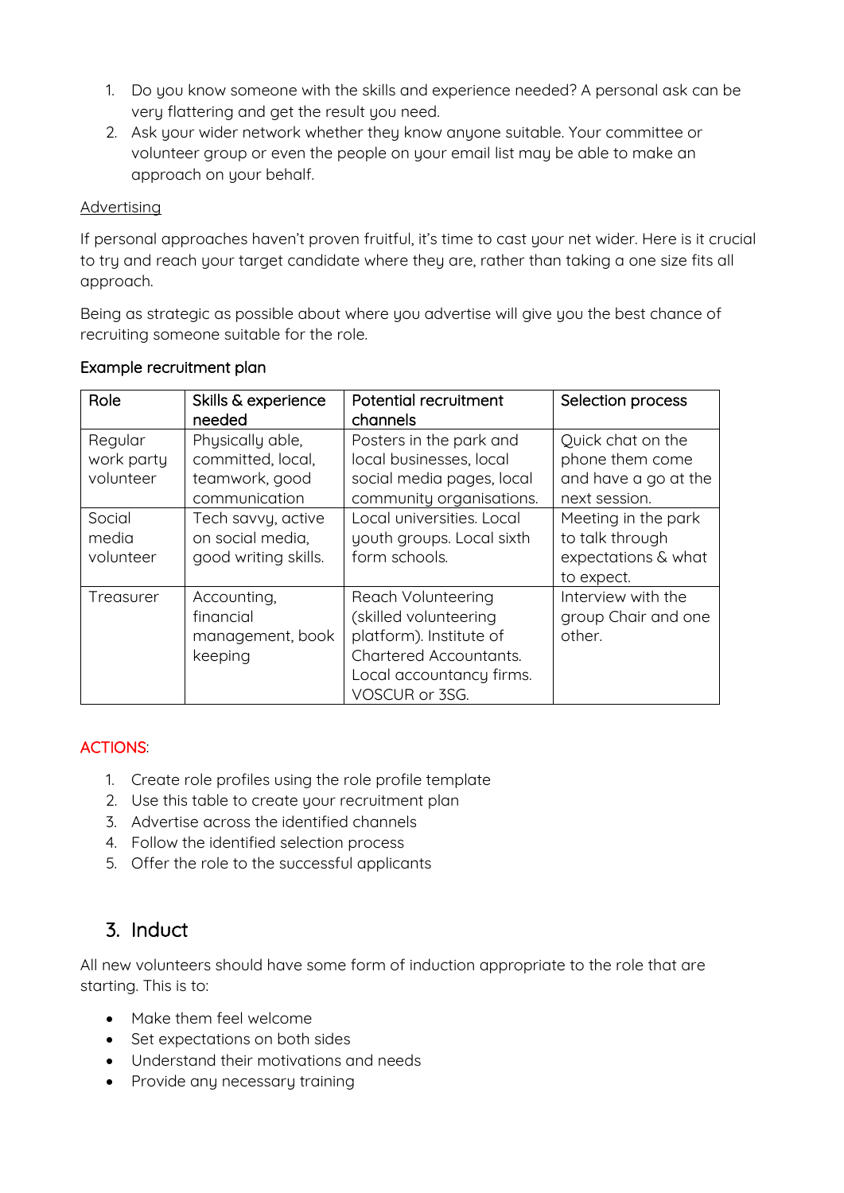1. Do you know someone with the skills and experience needed? A personal ask can be very flattering and get the result you need.
2. Ask your wider network whether they know anyone suitable. Your committee or volunteer group or even the people on your email list may be able to make an approach on your behalf.

Advertising

If personal approaches haven't proven fruitful, it's time to cast your net wider. Here is it crucial to try and reach your target candidate where they are, rather than taking a one size fits all approach.

Being as strategic as possible about where you advertise will give you the best chance of recruiting someone suitable for the role.

Example recruitment plan

| Role | Skills & experience needed | Potential recruitment channels | Selection process |
|---|---|---|---|
| Regular work party volunteer | Physically able, committed, local, teamwork, good communication | Posters in the park and local businesses, local social media pages, local community organisations. | Quick chat on the phone them come and have a go at the next session. |
| Social media volunteer | Tech savvy, active on social media, good writing skills. | Local universities. Local youth groups. Local sixth form schools. | Meeting in the park to talk through expectations & what to expect. |
| Treasurer | Accounting, financial management, book keeping | Reach Volunteering (skilled volunteering platform). Institute of Chartered Accountants. Local accountancy firms. VOSCUR or 3SG. | Interview with the group Chair and one other. |

ACTIONS:

1. Create role profiles using the role profile template
2. Use this table to create your recruitment plan
3. Advertise across the identified channels
4. Follow the identified selection process
5. Offer the role to the successful applicants

## 3. Induct

All new volunteers should have some form of induction appropriate to the role that are starting. This is to:

- Make them feel welcome
- Set expectations on both sides
- Understand their motivations and needs
- Provide any necessary training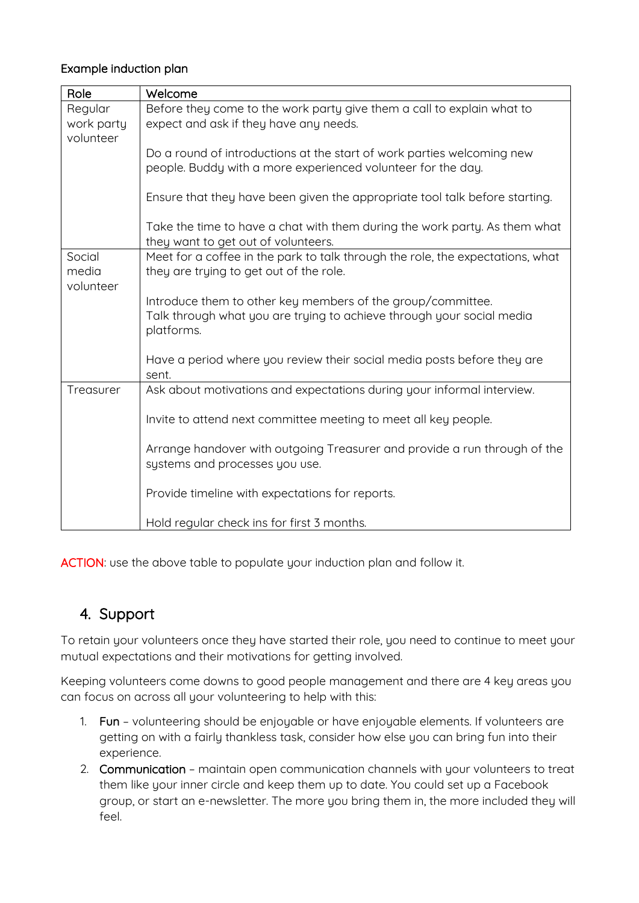Example induction plan

| Role | Welcome |
|---|---|
| Regular work party volunteer | Before they come to the work party give them a call to explain what to expect and ask if they have any needs.<br><br>Do a round of introductions at the start of work parties welcoming new people. Buddy with a more experienced volunteer for the day.<br><br>Ensure that they have been given the appropriate tool talk before starting.<br><br>Take the time to have a chat with them during the work party. As them what they want to get out of volunteers. |
| Social media volunteer | Meet for a coffee in the park to talk through the role, the expectations, what they are trying to get out of the role.<br><br>Introduce them to other key members of the group/committee.<br>Talk through what you are trying to achieve through your social media platforms.<br><br>Have a period where you review their social media posts before they are sent. |
| Treasurer | Ask about motivations and expectations during your informal interview.<br><br>Invite to attend next committee meeting to meet all key people.<br><br>Arrange handover with outgoing Treasurer and provide a run through of the systems and processes you use.<br><br>Provide timeline with expectations for reports.<br><br>Hold regular check ins for first 3 months. |

ACTION: use the above table to populate your induction plan and follow it.

## 4. Support

To retain your volunteers once they have started their role, you need to continue to meet your mutual expectations and their motivations for getting involved.

Keeping volunteers come downs to good people management and there are 4 key areas you can focus on across all your volunteering to help with this:

1. Fun – volunteering should be enjoyable or have enjoyable elements. If volunteers are getting on with a fairly thankless task, consider how else you can bring fun into their experience.
2. Communication – maintain open communication channels with your volunteers to treat them like your inner circle and keep them up to date. You could set up a Facebook group, or start an e-newsletter. The more you bring them in, the more included they will feel.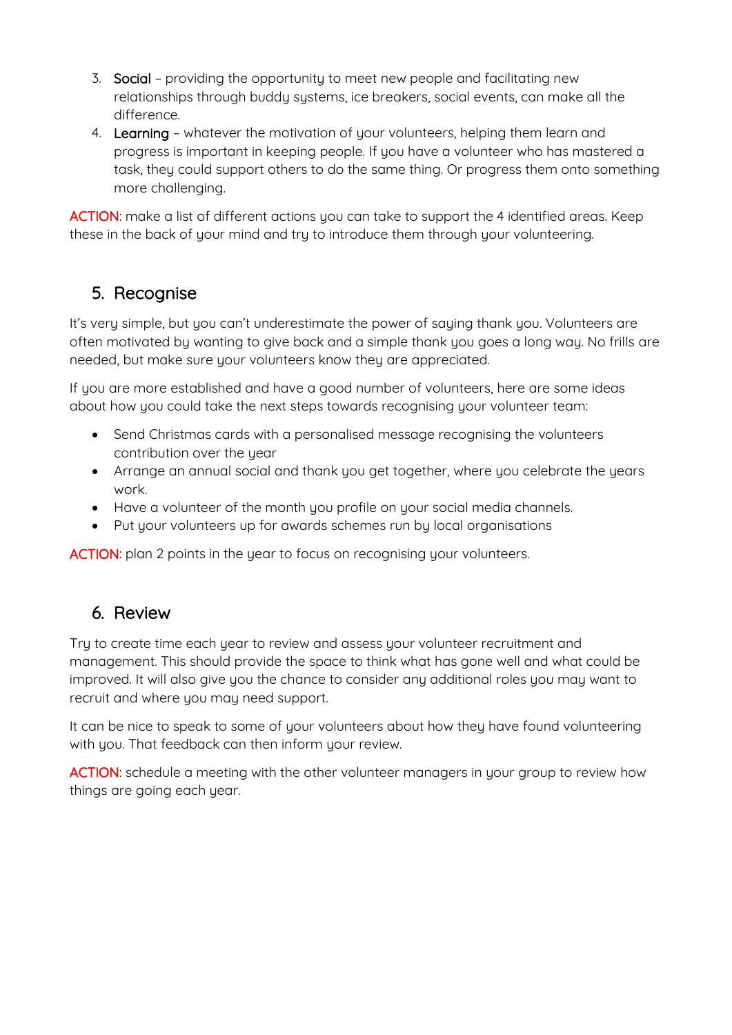3. **Social** – providing the opportunity to meet new people and facilitating new relationships through buddy systems, ice breakers, social events, can make all the difference.
4. **Learning** – whatever the motivation of your volunteers, helping them learn and progress is important in keeping people. If you have a volunteer who has mastered a task, they could support others to do the same thing. Or progress them onto something more challenging.

ACTION: make a list of different actions you can take to support the 4 identified areas. Keep these in the back of your mind and try to introduce them through your volunteering.

## 5. Recognise

It's very simple, but you can't underestimate the power of saying thank you. Volunteers are often motivated by wanting to give back and a simple thank you goes a long way. No frills are needed, but make sure your volunteers know they are appreciated.

If you are more established and have a good number of volunteers, here are some ideas about how you could take the next steps towards recognising your volunteer team:

- Send Christmas cards with a personalised message recognising the volunteers contribution over the year
- Arrange an annual social and thank you get together, where you celebrate the years work.
- Have a volunteer of the month you profile on your social media channels.
- Put your volunteers up for awards schemes run by local organisations

ACTION: plan 2 points in the year to focus on recognising your volunteers.

## 6. Review

Try to create time each year to review and assess your volunteer recruitment and management. This should provide the space to think what has gone well and what could be improved. It will also give you the chance to consider any additional roles you may want to recruit and where you may need support.

It can be nice to speak to some of your volunteers about how they have found volunteering with you. That feedback can then inform your review.

ACTION: schedule a meeting with the other volunteer managers in your group to review how things are going each year.